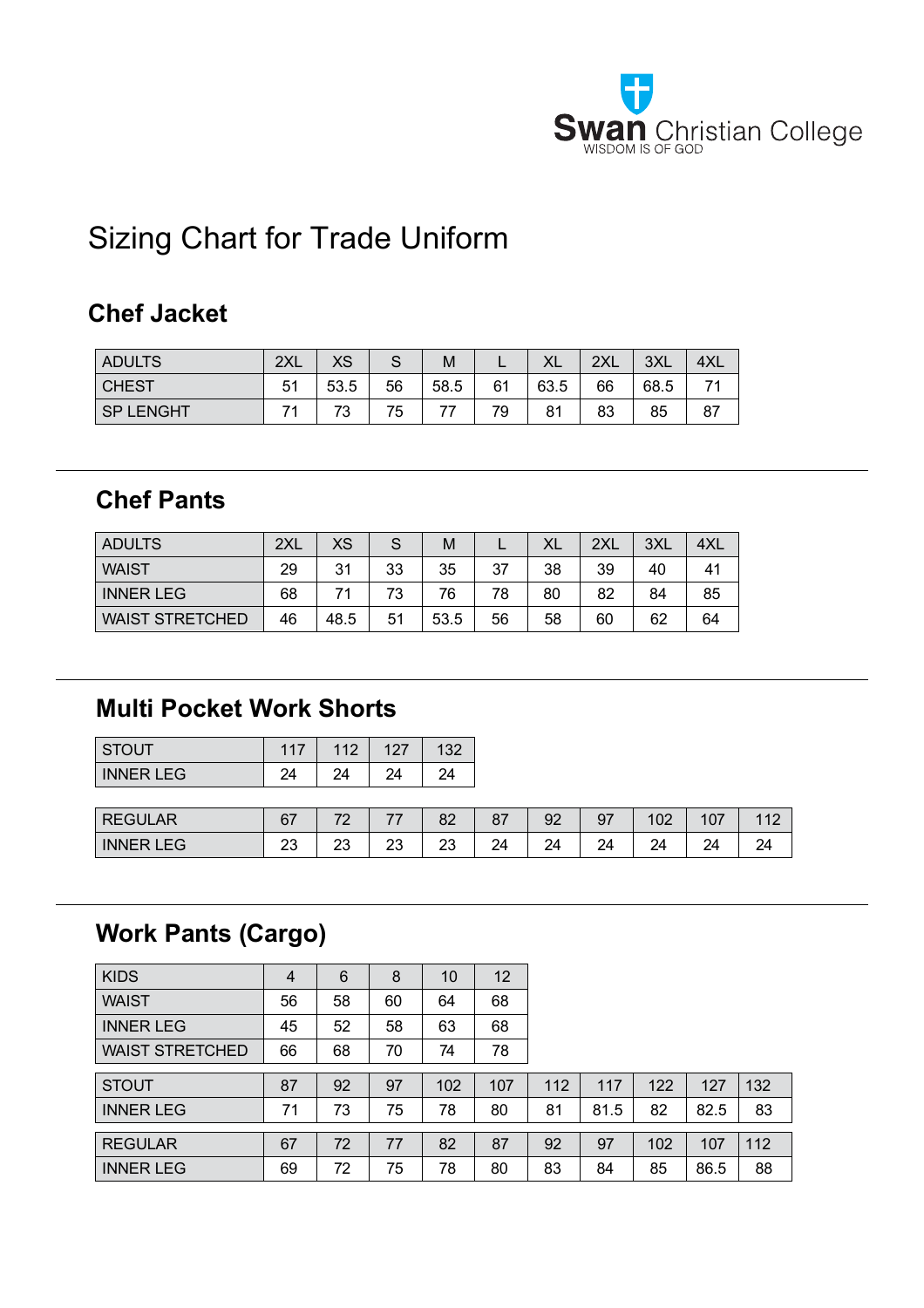Swan Christian College
WISDOM IS OF GOD

# Sizing Chart for Trade Uniform

## Chef Jacket

| ADULTS | 2XL | XS | S | M | L | XL | 2XL | 3XL | 4XL |
|---|---|---|---|---|---|---|---|---|---|
| CHEST | 51 | 53.5 | 56 | 58.5 | 61 | 63.5 | 66 | 68.5 | 71 |
| SP LENGHT | 71 | 73 | 75 | 77 | 79 | 81 | 83 | 85 | 87 |

## Chef Pants

| ADULTS | 2XL | XS | S | M | L | XL | 2XL | 3XL | 4XL |
|---|---|---|---|---|---|---|---|---|---|
| WAIST | 29 | 31 | 33 | 35 | 37 | 38 | 39 | 40 | 41 |
| INNER LEG | 68 | 71 | 73 | 76 | 78 | 80 | 82 | 84 | 85 |
| WAIST STRETCHED | 46 | 48.5 | 51 | 53.5 | 56 | 58 | 60 | 62 | 64 |

## Multi Pocket Work Shorts

| STOUT | 117 | 112 | 127 | 132 |
|---|---|---|---|---|
| INNER LEG | 24 | 24 | 24 | 24 |

| REGULAR | 67 | 72 | 77 | 82 | 87 | 92 | 97 | 102 | 107 | 112 |
|---|---|---|---|---|---|---|---|---|---|---|
| INNER LEG | 23 | 23 | 23 | 23 | 24 | 24 | 24 | 24 | 24 | 24 |

## Work Pants (Cargo)

| KIDS | 4 | 6 | 8 | 10 | 12 |
|---|---|---|---|---|---|
| WAIST | 56 | 58 | 60 | 64 | 68 |
| INNER LEG | 45 | 52 | 58 | 63 | 68 |
| WAIST STRETCHED | 66 | 68 | 70 | 74 | 78 |

| STOUT | 87 | 92 | 97 | 102 | 107 | 112 | 117 | 122 | 127 | 132 |
|---|---|---|---|---|---|---|---|---|---|---|
| INNER LEG | 71 | 73 | 75 | 78 | 80 | 81 | 81.5 | 82 | 82.5 | 83 |

| REGULAR | 67 | 72 | 77 | 82 | 87 | 92 | 97 | 102 | 107 | 112 |
|---|---|---|---|---|---|---|---|---|---|---|
| INNER LEG | 69 | 72 | 75 | 78 | 80 | 83 | 84 | 85 | 86.5 | 88 |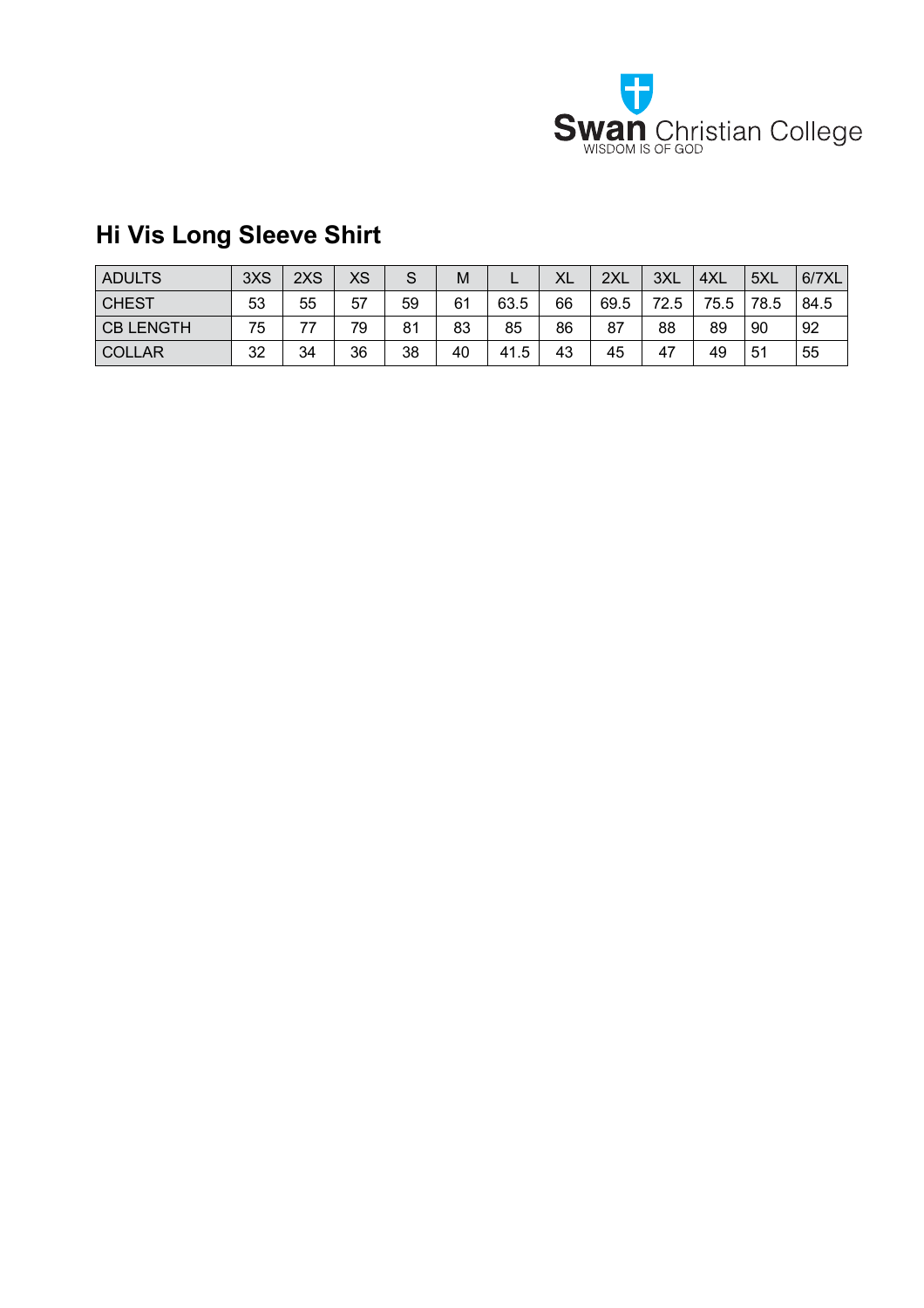Swan Christian College
WISDOM IS OF GOD

## Hi Vis Long Sleeve Shirt

| ADULTS | 3XS | 2XS | XS | S | M | L | XL | 2XL | 3XL | 4XL | 5XL | 6/7XL |
|---|---|---|---|---|---|---|---|---|---|---|---|---|
| CHEST | 53 | 55 | 57 | 59 | 61 | 63.5 | 66 | 69.5 | 72.5 | 75.5 | 78.5 | 84.5 |
| CB LENGTH | 75 | 77 | 79 | 81 | 83 | 85 | 86 | 87 | 88 | 89 | 90 | 92 |
| COLLAR | 32 | 34 | 36 | 38 | 40 | 41.5 | 43 | 45 | 47 | 49 | 51 | 55 |